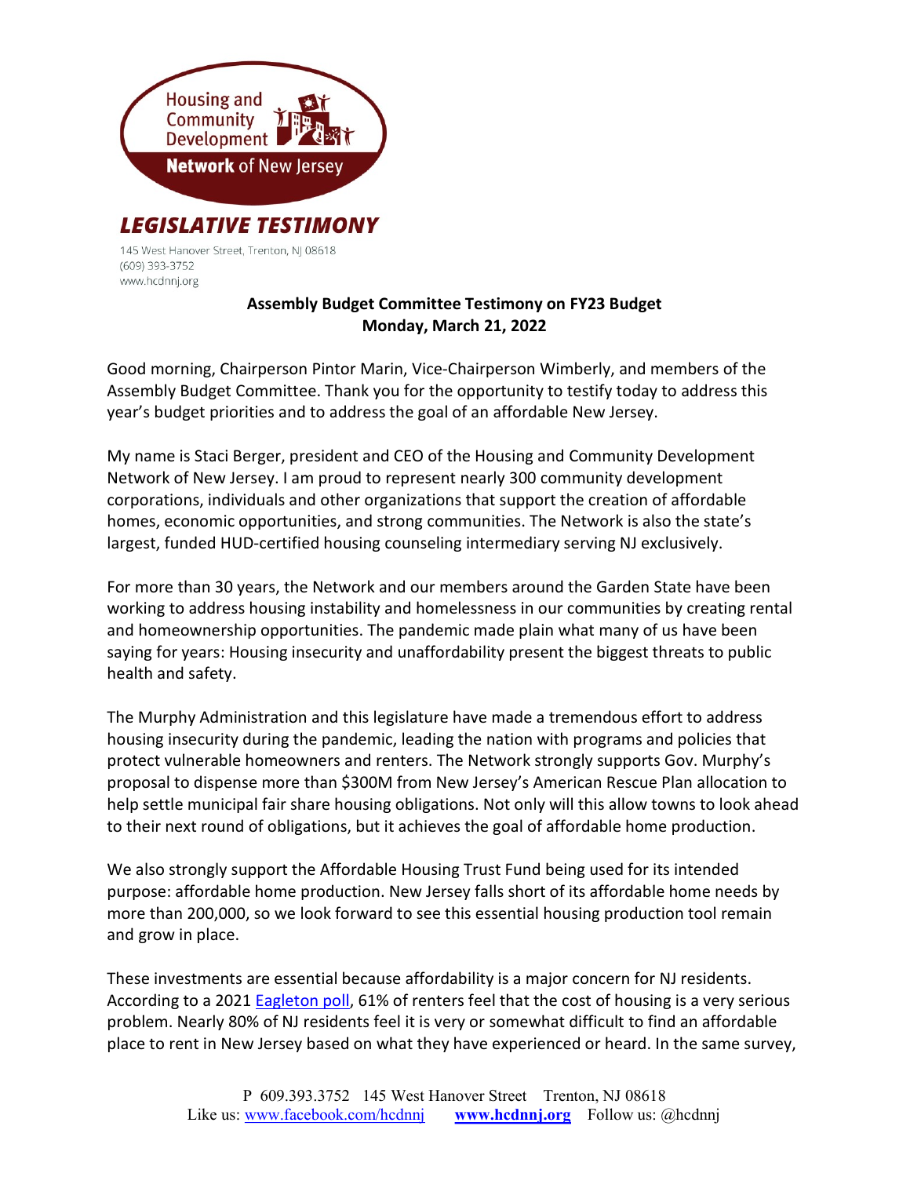Housing and Community Development **Network** of New Jersey

## LEGISLATIVE TESTIMONY

145 West Hanover Street, Trenton, NJ 08618
(609) 393-3752
www.hcdnnj.org

**Assembly Budget Committee Testimony on FY23 Budget**
**Monday, March 21, 2022**

Good morning, Chairperson Pintor Marin, Vice-Chairperson Wimberly, and members of the Assembly Budget Committee. Thank you for the opportunity to testify today to address this year's budget priorities and to address the goal of an affordable New Jersey.

My name is Staci Berger, president and CEO of the Housing and Community Development Network of New Jersey. I am proud to represent nearly 300 community development corporations, individuals and other organizations that support the creation of affordable homes, economic opportunities, and strong communities. The Network is also the state's largest, funded HUD-certified housing counseling intermediary serving NJ exclusively.

For more than 30 years, the Network and our members around the Garden State have been working to address housing instability and homelessness in our communities by creating rental and homeownership opportunities. The pandemic made plain what many of us have been saying for years: Housing insecurity and unaffordability present the biggest threats to public health and safety.

The Murphy Administration and this legislature have made a tremendous effort to address housing insecurity during the pandemic, leading the nation with programs and policies that protect vulnerable homeowners and renters. The Network strongly supports Gov. Murphy's proposal to dispense more than $300M from New Jersey's American Rescue Plan allocation to help settle municipal fair share housing obligations. Not only will this allow towns to look ahead to their next round of obligations, but it achieves the goal of affordable home production.

We also strongly support the Affordable Housing Trust Fund being used for its intended purpose: affordable home production. New Jersey falls short of its affordable home needs by more than 200,000, so we look forward to see this essential housing production tool remain and grow in place.

These investments are essential because affordability is a major concern for NJ residents. According to a 2021 Eagleton poll, 61% of renters feel that the cost of housing is a very serious problem. Nearly 80% of NJ residents feel it is very or somewhat difficult to find an affordable place to rent in New Jersey based on what they have experienced or heard. In the same survey,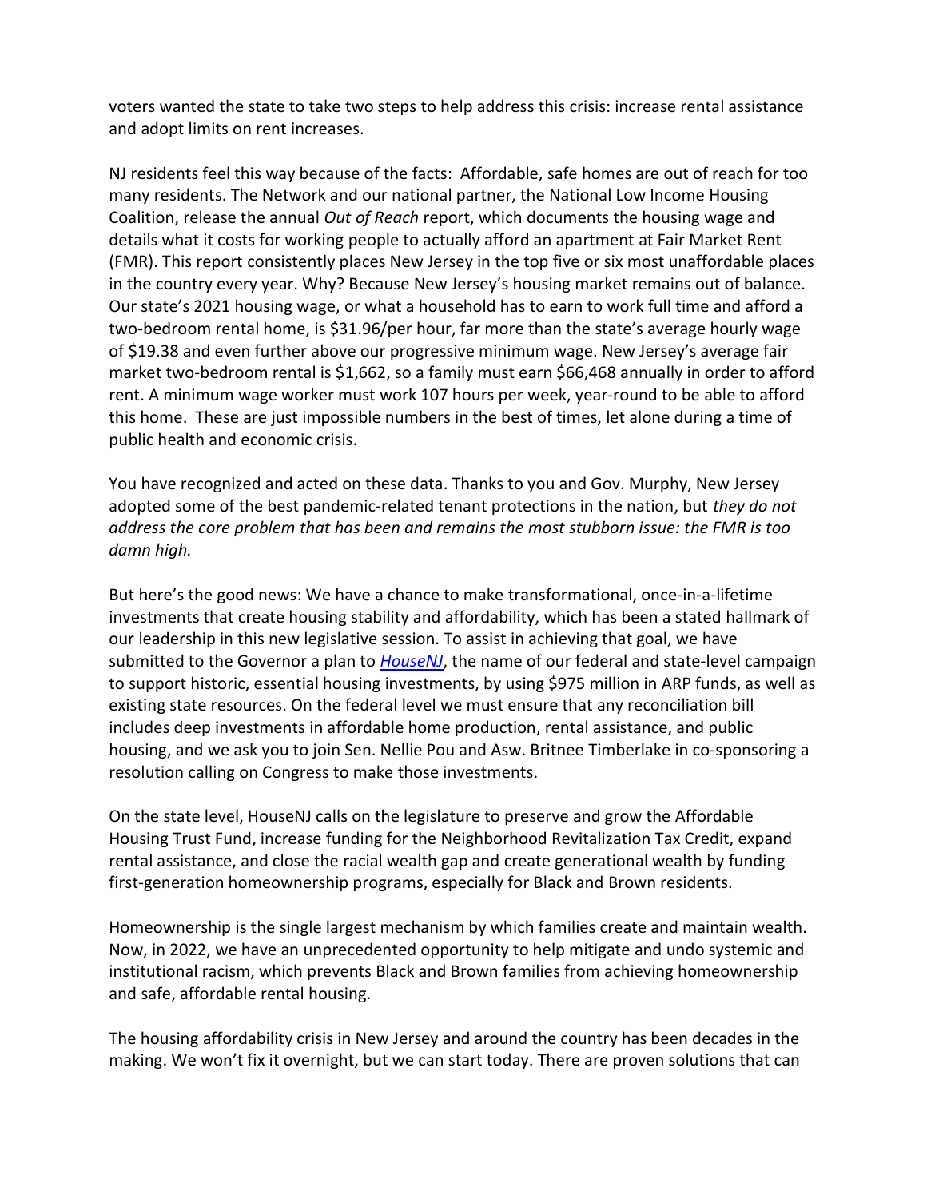voters wanted the state to take two steps to help address this crisis: increase rental assistance and adopt limits on rent increases.

NJ residents feel this way because of the facts: Affordable, safe homes are out of reach for too many residents. The Network and our national partner, the National Low Income Housing Coalition, release the annual *Out of Reach* report, which documents the housing wage and details what it costs for working people to actually afford an apartment at Fair Market Rent (FMR). This report consistently places New Jersey in the top five or six most unaffordable places in the country every year. Why? Because New Jersey's housing market remains out of balance. Our state's 2021 housing wage, or what a household has to earn to work full time and afford a two-bedroom rental home, is $31.96/per hour, far more than the state's average hourly wage of $19.38 and even further above our progressive minimum wage. New Jersey's average fair market two-bedroom rental is $1,662, so a family must earn $66,468 annually in order to afford rent. A minimum wage worker must work 107 hours per week, year-round to be able to afford this home. These are just impossible numbers in the best of times, let alone during a time of public health and economic crisis.

You have recognized and acted on these data. Thanks to you and Gov. Murphy, New Jersey adopted some of the best pandemic-related tenant protections in the nation, but *they do not address the core problem that has been and remains the most stubborn issue: the FMR is too damn high.*

But here's the good news: We have a chance to make transformational, once-in-a-lifetime investments that create housing stability and affordability, which has been a stated hallmark of our leadership in this new legislative session. To assist in achieving that goal, we have submitted to the Governor a plan to *HouseNJ*, the name of our federal and state-level campaign to support historic, essential housing investments, by using $975 million in ARP funds, as well as existing state resources. On the federal level we must ensure that any reconciliation bill includes deep investments in affordable home production, rental assistance, and public housing, and we ask you to join Sen. Nellie Pou and Asw. Britnee Timberlake in co-sponsoring a resolution calling on Congress to make those investments.

On the state level, HouseNJ calls on the legislature to preserve and grow the Affordable Housing Trust Fund, increase funding for the Neighborhood Revitalization Tax Credit, expand rental assistance, and close the racial wealth gap and create generational wealth by funding first-generation homeownership programs, especially for Black and Brown residents.

Homeownership is the single largest mechanism by which families create and maintain wealth. Now, in 2022, we have an unprecedented opportunity to help mitigate and undo systemic and institutional racism, which prevents Black and Brown families from achieving homeownership and safe, affordable rental housing.

The housing affordability crisis in New Jersey and around the country has been decades in the making. We won't fix it overnight, but we can start today. There are proven solutions that can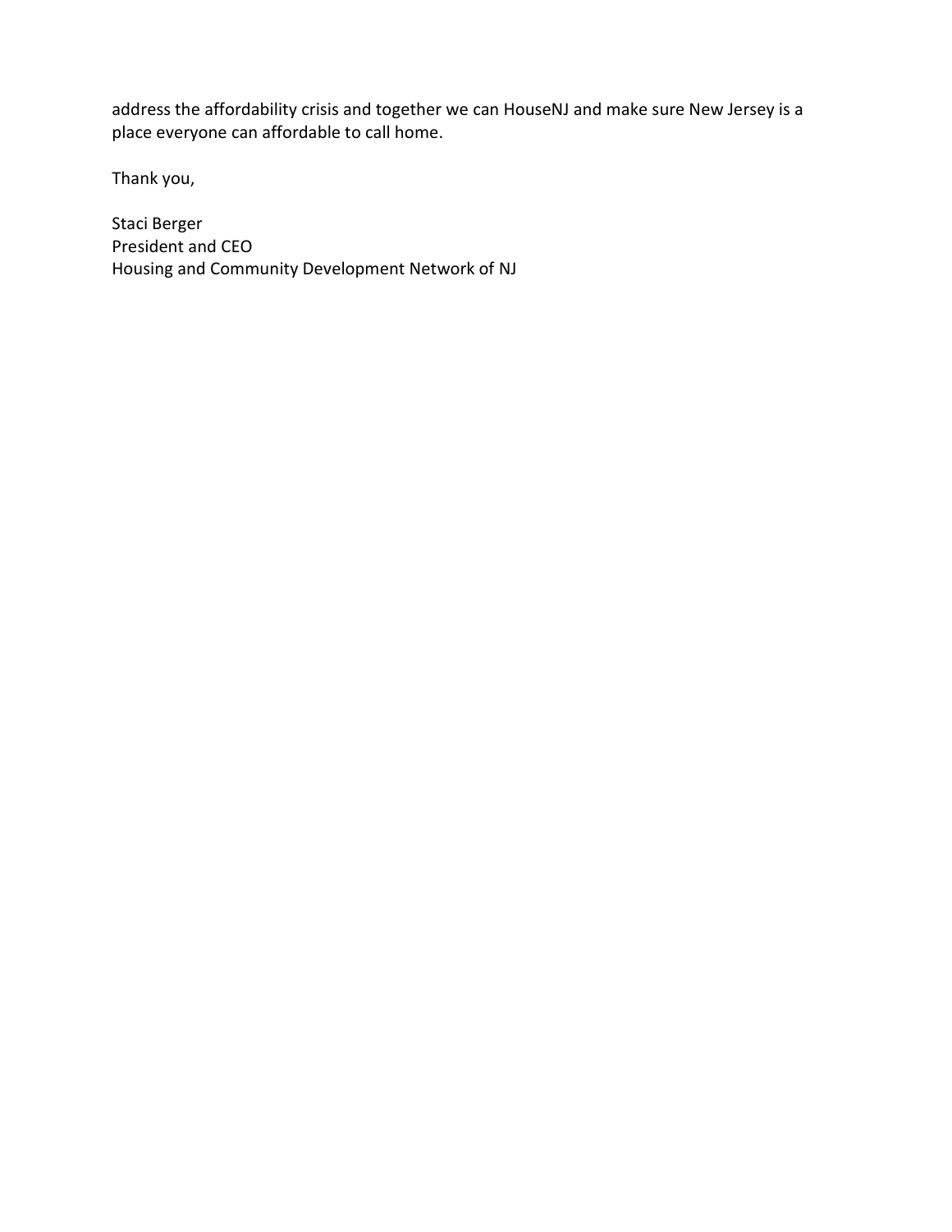address the affordability crisis and together we can HouseNJ and make sure New Jersey is a place everyone can affordable to call home.

Thank you,

Staci Berger
President and CEO
Housing and Community Development Network of NJ